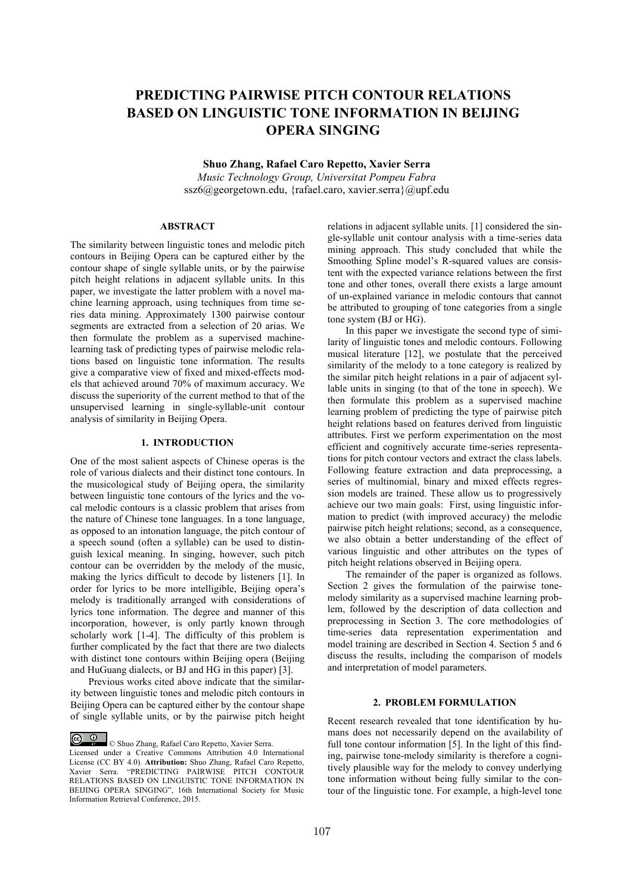# PREDICTING PAIRWISE PITCH CONTOUR RELATIONS BASED ON LINGUISTIC TONE INFORMATION IN BEIJING OPERA SINGING

**Shuo Zhang, Rafael Caro Repetto, Xavier Serra**

*Music Technology Group, Universitat Pompeu Fabra*

ssz6@georgetown.edu, {rafael.caro, xavier.serra}@upf.edu

## ABSTRACT

The similarity between linguistic tones and melodic pitch contours in Beijing Opera can be captured either by the contour shape of single syllable units, or by the pairwise pitch height relations in adjacent syllable units. In this paper, we investigate the latter problem with a novel machine learning approach, using techniques from time series data mining. Approximately 1300 pairwise contour segments are extracted from a selection of 20 arias. We then formulate the problem as a supervised machine-learning task of predicting types of pairwise melodic relations based on linguistic tone information. The results give a comparative view of fixed and mixed-effects models that achieved around 70% of maximum accuracy. We discuss the superiority of the current method to that of the unsupervised learning in single-syllable-unit contour analysis of similarity in Beijing Opera.

## 1. INTRODUCTION

One of the most salient aspects of Chinese operas is the role of various dialects and their distinct tone contours. In the musicological study of Beijing opera, the similarity between linguistic tone contours of the lyrics and the vocal melodic contours is a classic problem that arises from the nature of Chinese tone languages. In a tone language, as opposed to an intonation language, the pitch contour of a speech sound (often a syllable) can be used to distinguish lexical meaning. In singing, however, such pitch contour can be overridden by the melody of the music, making the lyrics difficult to decode by listeners [1]. In order for lyrics to be more intelligible, Beijing opera's melody is traditionally arranged with considerations of lyrics tone information. The degree and manner of this incorporation, however, is only partly known through scholarly work [1-4]. The difficulty of this problem is further complicated by the fact that there are two dialects with distinct tone contours within Beijing opera (Beijing and HuGuang dialects, or BJ and HG in this paper) [3].

Previous works cited above indicate that the similarity between linguistic tones and melodic pitch contours in Beijing Opera can be captured either by the contour shape of single syllable units, or by the pairwise pitch height relations in adjacent syllable units. [1] considered the single-syllable unit contour analysis with a time-series data mining approach. This study concluded that while the Smoothing Spline model's R-squared values are consistent with the expected variance relations between the first tone and other tones, overall there exists a large amount of un-explained variance in melodic contours that cannot be attributed to grouping of tone categories from a single tone system (BJ or HG).

In this paper we investigate the second type of similarity of linguistic tones and melodic contours. Following musical literature [12], we postulate that the perceived similarity of the melody to a tone category is realized by the similar pitch height relations in a pair of adjacent syllable units in singing (to that of the tone in speech). We then formulate this problem as a supervised machine learning problem of predicting the type of pairwise pitch height relations based on features derived from linguistic attributes. First we perform experimentation on the most efficient and cognitively accurate time-series representations for pitch contour vectors and extract the class labels. Following feature extraction and data preprocessing, a series of multinomial, binary and mixed effects regression models are trained. These allow us to progressively achieve our two main goals: First, using linguistic information to predict (with improved accuracy) the melodic pairwise pitch height relations; second, as a consequence, we also obtain a better understanding of the effect of various linguistic and other attributes on the types of pitch height relations observed in Beijing opera.

The remainder of the paper is organized as follows. Section 2 gives the formulation of the pairwise tone-melody similarity as a supervised machine learning problem, followed by the description of data collection and preprocessing in Section 3. The core methodologies of time-series data representation experimentation and model training are described in Section 4. Section 5 and 6 discuss the results, including the comparison of models and interpretation of model parameters.

## 2. PROBLEM FORMULATION

Recent research revealed that tone identification by humans does not necessarily depend on the availability of full tone contour information [5]. In the light of this finding, pairwise tone-melody similarity is therefore a cognitively plausible way for the melody to convey underlying tone information without being fully similar to the contour of the linguistic tone. For example, a high-level tone

© Shuo Zhang, Rafael Caro Repetto, Xavier Serra. Licensed under a Creative Commons Attribution 4.0 International License (CC BY 4.0). **Attribution:** Shuo Zhang, Rafael Caro Repetto, Xavier Serra. "PREDICTING PAIRWISE PITCH CONTOUR RELATIONS BASED ON LINGUISTIC TONE INFORMATION IN BEIJING OPERA SINGING", 16th International Society for Music Information Retrieval Conference, 2015.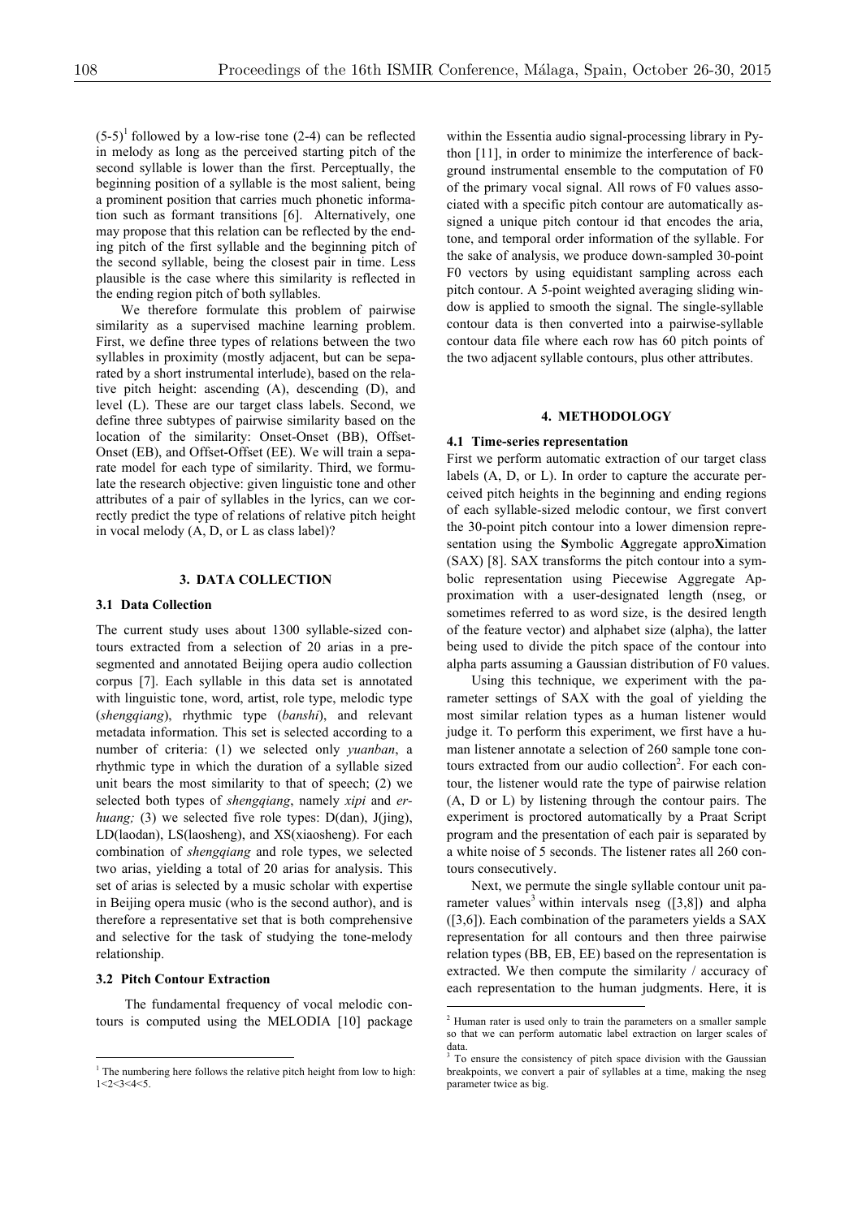(5-5)[1] followed by a low-rise tone (2-4) can be reflected in melody as long as the perceived starting pitch of the second syllable is lower than the first. Perceptually, the beginning position of a syllable is the most salient, being a prominent position that carries much phonetic information such as formant transitions [6]. Alternatively, one may propose that this relation can be reflected by the ending pitch of the first syllable and the beginning pitch of the second syllable, being the closest pair in time. Less plausible is the case where this similarity is reflected in the ending region pitch of both syllables.

We therefore formulate this problem of pairwise similarity as a supervised machine learning problem. First, we define three types of relations between the two syllables in proximity (mostly adjacent, but can be separated by a short instrumental interlude), based on the relative pitch height: ascending (A), descending (D), and level (L). These are our target class labels. Second, we define three subtypes of pairwise similarity based on the location of the similarity: Onset-Onset (BB), Offset-Onset (EB), and Offset-Offset (EE). We will train a separate model for each type of similarity. Third, we formulate the research objective: given linguistic tone and other attributes of a pair of syllables in the lyrics, can we correctly predict the type of relations of relative pitch height in vocal melody (A, D, or L as class label)?

## 3. DATA COLLECTION

### 3.1 Data Collection

The current study uses about 1300 syllable-sized contours extracted from a selection of 20 arias in a pre-segmented and annotated Beijing opera audio collection corpus [7]. Each syllable in this data set is annotated with linguistic tone, word, artist, role type, melodic type (*shengqiang*), rhythmic type (*banshi*), and relevant metadata information. This set is selected according to a number of criteria: (1) we selected only *yuanban*, a rhythmic type in which the duration of a syllable sized unit bears the most similarity to that of speech; (2) we selected both types of *shengqiang*, namely *xipi* and *erhuang;* (3) we selected five role types: D(dan), J(jing), LD(laodan), LS(laosheng), and XS(xiaosheng). For each combination of *shengqiang* and role types, we selected two arias, yielding a total of 20 arias for analysis. This set of arias is selected by a music scholar with expertise in Beijing opera music (who is the second author), and is therefore a representative set that is both comprehensive and selective for the task of studying the tone-melody relationship.

### 3.2 Pitch Contour Extraction

The fundamental frequency of vocal melodic contours is computed using the MELODIA [10] package within the Essentia audio signal-processing library in Python [11], in order to minimize the interference of background instrumental ensemble to the computation of F0 of the primary vocal signal. All rows of F0 values associated with a specific pitch contour are automatically assigned a unique pitch contour id that encodes the aria, tone, and temporal order information of the syllable. For the sake of analysis, we produce down-sampled 30-point F0 vectors by using equidistant sampling across each pitch contour. A 5-point weighted averaging sliding window is applied to smooth the signal. The single-syllable contour data is then converted into a pairwise-syllable contour data file where each row has 60 pitch points of the two adjacent syllable contours, plus other attributes.

## 4. METHODOLOGY

### 4.1 Time-series representation

First we perform automatic extraction of our target class labels (A, D, or L). In order to capture the accurate perceived pitch heights in the beginning and ending regions of each syllable-sized melodic contour, we first convert the 30-point pitch contour into a lower dimension representation using the **S**ymbolic **A**ggregate appro**X**imation (SAX) [8]. SAX transforms the pitch contour into a symbolic representation using Piecewise Aggregate Approximation with a user-designated length (nseg, or sometimes referred to as word size, is the desired length of the feature vector) and alphabet size (alpha), the latter being used to divide the pitch space of the contour into alpha parts assuming a Gaussian distribution of F0 values.

Using this technique, we experiment with the parameter settings of SAX with the goal of yielding the most similar relation types as a human listener would judge it. To perform this experiment, we first have a human listener annotate a selection of 260 sample tone contours extracted from our audio collection[2]. For each contour, the listener would rate the type of pairwise relation (A, D or L) by listening through the contour pairs. The experiment is proctored automatically by a Praat Script program and the presentation of each pair is separated by a white noise of 5 seconds. The listener rates all 260 contours consecutively.

Next, we permute the single syllable contour unit parameter values[3] within intervals nseg ([3,8]) and alpha ([3,6]). Each combination of the parameters yields a SAX representation for all contours and then three pairwise relation types (BB, EB, EE) based on the representation is extracted. We then compute the similarity / accuracy of each representation to the human judgments. Here, it is

---

[1] The numbering here follows the relative pitch height from low to high: 1<2<3<4<5.

[2] Human rater is used only to train the parameters on a smaller sample so that we can perform automatic label extraction on larger scales of data.

[3] To ensure the consistency of pitch space division with the Gaussian breakpoints, we convert a pair of syllables at a time, making the nseg parameter twice as big.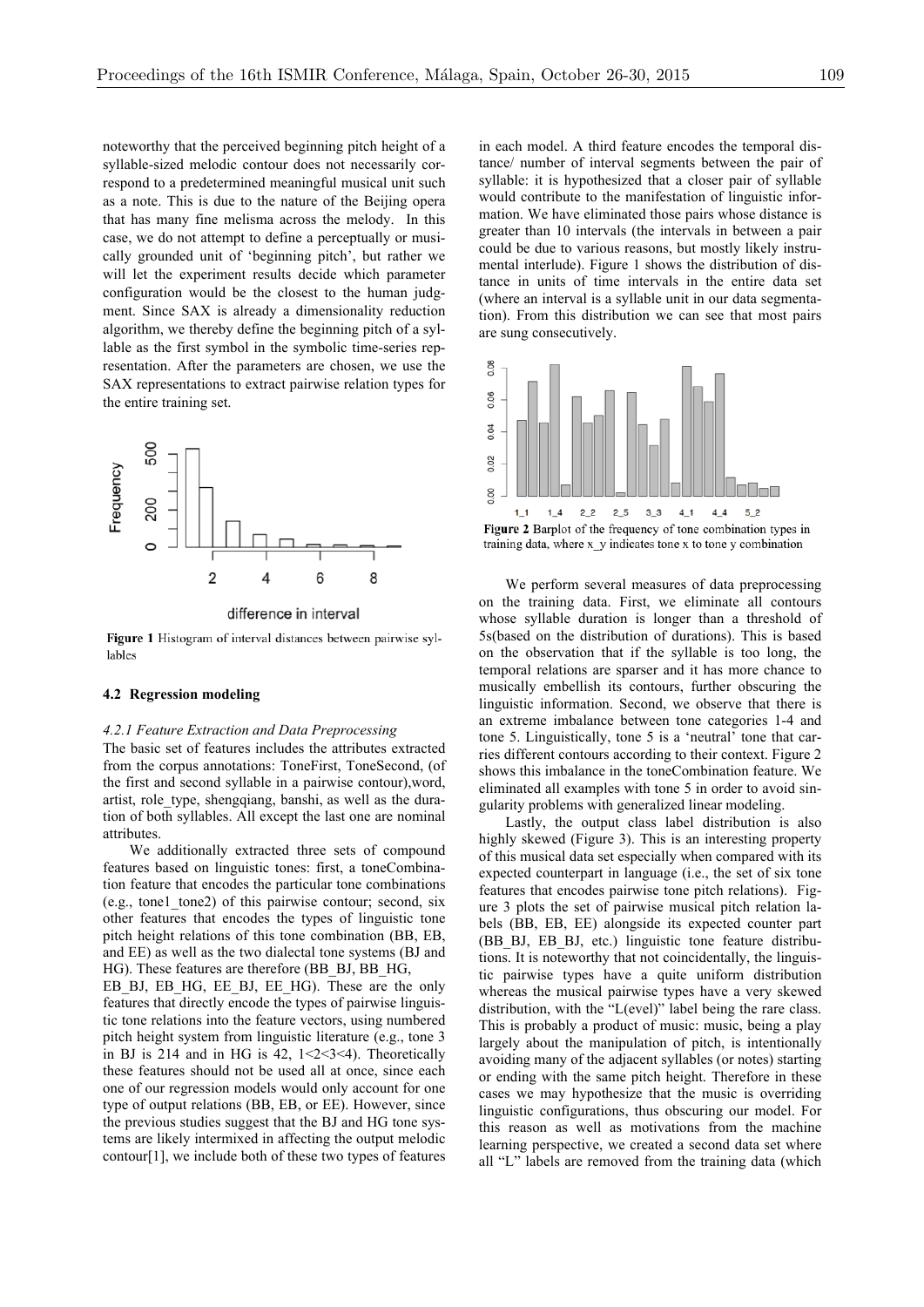noteworthy that the perceived beginning pitch height of a syllable-sized melodic contour does not necessarily correspond to a predetermined meaningful musical unit such as a note. This is due to the nature of the Beijing opera that has many fine melisma across the melody. In this case, we do not attempt to define a perceptually or musically grounded unit of 'beginning pitch', but rather we will let the experiment results decide which parameter configuration would be the closest to the human judgment. Since SAX is already a dimensionality reduction algorithm, we thereby define the beginning pitch of a syllable as the first symbol in the symbolic time-series representation. After the parameters are chosen, we use the SAX representations to extract pairwise relation types for the entire training set.

**Figure 1** Histogram of interval distances between pairwise syllables

### 4.2 Regression modeling

*4.2.1 Feature Extraction and Data Preprocessing*

The basic set of features includes the attributes extracted from the corpus annotations: ToneFirst, ToneSecond, (of the first and second syllable in a pairwise contour),word, artist, role_type, shengqiang, banshi, as well as the duration of both syllables. All except the last one are nominal attributes.

We additionally extracted three sets of compound features based on linguistic tones: first, a toneCombination feature that encodes the particular tone combinations (e.g., tone1_tone2) of this pairwise contour; second, six other features that encodes the types of linguistic tone pitch height relations of this tone combination (BB, EB, and EE) as well as the two dialectal tone systems (BJ and HG). These features are therefore (BB_BJ, BB_HG, EB_BJ, EB_HG, EE_BJ, EE_HG). These are the only features that directly encode the types of pairwise linguistic tone relations into the feature vectors, using numbered pitch height system from linguistic literature (e.g., tone 3 in BJ is 214 and in HG is 42, 1<2<3<4). Theoretically these features should not be used all at once, since each one of our regression models would only account for one type of output relations (BB, EB, or EE). However, since the previous studies suggest that the BJ and HG tone systems are likely intermixed in affecting the output melodic contour[1], we include both of these two types of features in each model. A third feature encodes the temporal distance/ number of interval segments between the pair of syllable: it is hypothesized that a closer pair of syllable would contribute to the manifestation of linguistic information. We have eliminated those pairs whose distance is greater than 10 intervals (the intervals in between a pair could be due to various reasons, but mostly likely instrumental interlude). Figure 1 shows the distribution of distance in units of time intervals in the entire data set (where an interval is a syllable unit in our data segmentation). From this distribution we can see that most pairs are sung consecutively.

**Figure 2** Barplot of the frequency of tone combination types in training data, where x_y indicates tone x to tone y combination

We perform several measures of data preprocessing on the training data. First, we eliminate all contours whose syllable duration is longer than a threshold of 5s(based on the distribution of durations). This is based on the observation that if the syllable is too long, the temporal relations are sparser and it has more chance to musically embellish its contours, further obscuring the linguistic information. Second, we observe that there is an extreme imbalance between tone categories 1-4 and tone 5. Linguistically, tone 5 is a 'neutral' tone that carries different contours according to their context. Figure 2 shows this imbalance in the toneCombination feature. We eliminated all examples with tone 5 in order to avoid singularity problems with generalized linear modeling.

Lastly, the output class label distribution is also highly skewed (Figure 3). This is an interesting property of this musical data set especially when compared with its expected counterpart in language (i.e., the set of six tone features that encodes pairwise tone pitch relations). Figure 3 plots the set of pairwise musical pitch relation labels (BB, EB, EE) alongside its expected counter part (BB_BJ, EB_BJ, etc.) linguistic tone feature distributions. It is noteworthy that not coincidentally, the linguistic pairwise types have a quite uniform distribution whereas the musical pairwise types have a very skewed distribution, with the "L(evel)" label being the rare class. This is probably a product of music: music, being a play largely about the manipulation of pitch, is intentionally avoiding many of the adjacent syllables (or notes) starting or ending with the same pitch height. Therefore in these cases we may hypothesize that the music is overriding linguistic configurations, thus obscuring our model. For this reason as well as motivations from the machine learning perspective, we created a second data set where all "L" labels are removed from the training data (which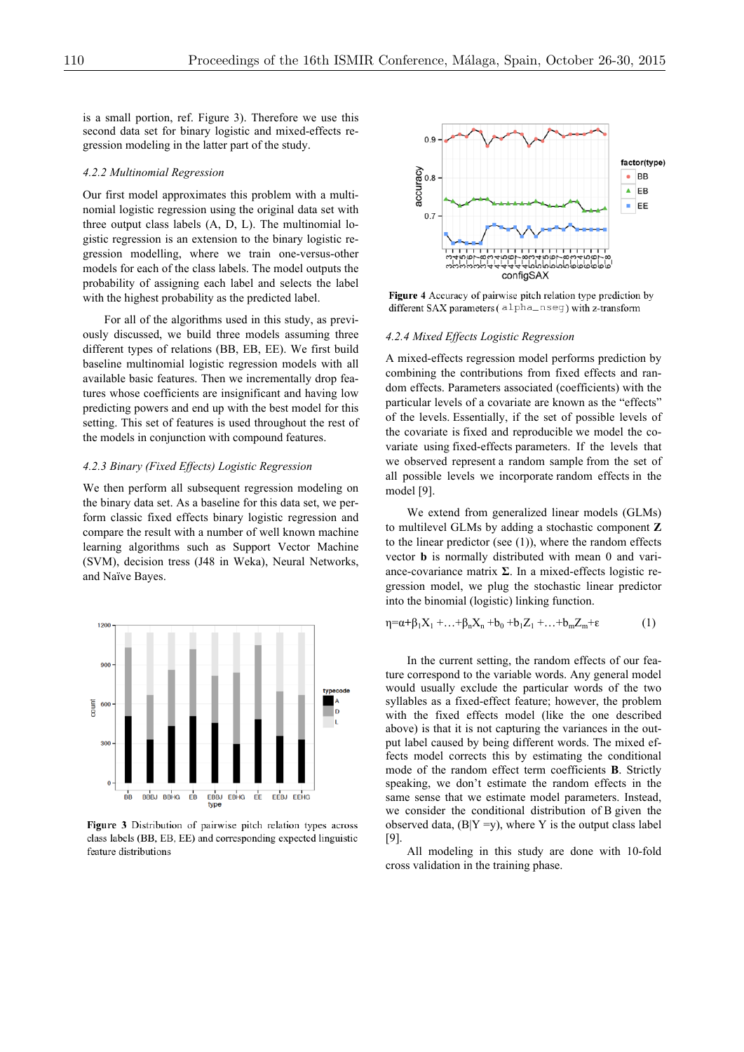is a small portion, ref. Figure 3). Therefore we use this second data set for binary logistic and mixed-effects regression modeling in the latter part of the study.

### 4.2.2 Multinomial Regression

Our first model approximates this problem with a multinomial logistic regression using the original data set with three output class labels (A, D, L). The multinomial logistic regression is an extension to the binary logistic regression modelling, where we train one-versus-other models for each of the class labels. The model outputs the probability of assigning each label and selects the label with the highest probability as the predicted label.

For all of the algorithms used in this study, as previously discussed, we build three models assuming three different types of relations (BB, EB, EE). We first build baseline multinomial logistic regression models with all available basic features. Then we incrementally drop features whose coefficients are insignificant and having low predicting powers and end up with the best model for this setting. This set of features is used throughout the rest of the models in conjunction with compound features.

### 4.2.3 Binary (Fixed Effects) Logistic Regression

We then perform all subsequent regression modeling on the binary data set. As a baseline for this data set, we perform classic fixed effects binary logistic regression and compare the result with a number of well known machine learning algorithms such as Support Vector Machine (SVM), decision tress (J48 in Weka), Neural Networks, and Naïve Bayes.

**Figure 3** Distribution of pairwise pitch relation types across class labels (BB, EB, EE) and corresponding expected linguistic feature distributions

**Figure 4** Accuracy of pairwise pitch relation type prediction by different SAX parameters (alpha_nseg) with z-transform

### 4.2.4 Mixed Effects Logistic Regression

A mixed-effects regression model performs prediction by combining the contributions from fixed effects and random effects. Parameters associated (coefficients) with the particular levels of a covariate are known as the "effects" of the levels. Essentially, if the set of possible levels of the covariate is fixed and reproducible we model the covariate using fixed-effects parameters. If the levels that we observed represent a random sample from the set of all possible levels we incorporate random effects in the model [9].

We extend from generalized linear models (GLMs) to multilevel GLMs by adding a stochastic component $\mathbf{Z}$ to the linear predictor (see (1)), where the random effects vector $\mathbf{b}$ is normally distributed with mean 0 and variance-covariance matrix $\mathbf{\Sigma}$. In a mixed-effects logistic regression model, we plug the stochastic linear predictor into the binomial (logistic) linking function.

$$\eta = \alpha + \beta_1 X_1 + \ldots + \beta_n X_n + b_0 + b_1 Z_1 + \ldots + b_m Z_m + \varepsilon \qquad (1)$$

In the current setting, the random effects of our feature correspond to the variable words. Any general model would usually exclude the particular words of the two syllables as a fixed-effect feature; however, the problem with the fixed effects model (like the one described above) is that it is not capturing the variances in the output label caused by being different words. The mixed effects model corrects this by estimating the conditional mode of the random effect term coefficients $\mathbf{B}$. Strictly speaking, we don't estimate the random effects in the same sense that we estimate model parameters. Instead, we consider the conditional distribution of B given the observed data, (B|Y =y), where Y is the output class label [9].

All modeling in this study are done with 10-fold cross validation in the training phase.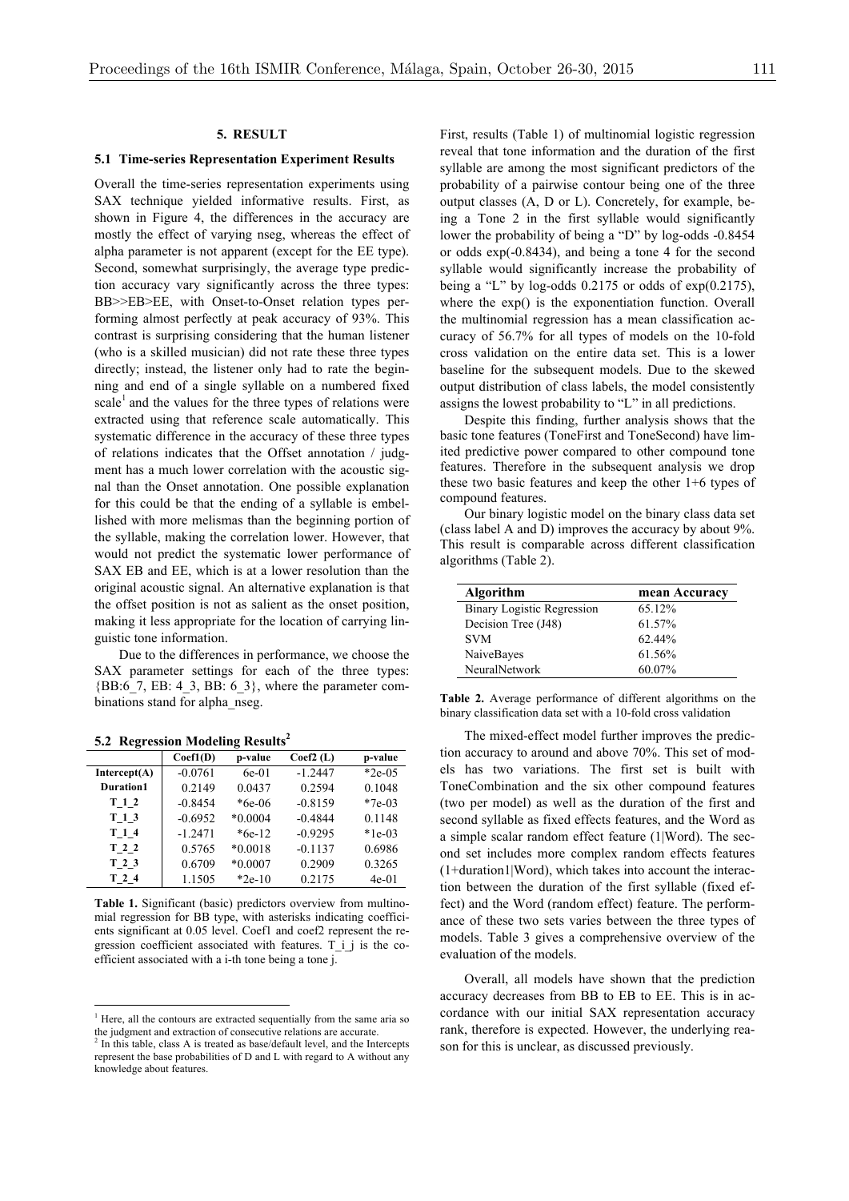## 5. RESULT

### 5.1 Time-series Representation Experiment Results

Overall the time-series representation experiments using SAX technique yielded informative results. First, as shown in Figure 4, the differences in the accuracy are mostly the effect of varying nseg, whereas the effect of alpha parameter is not apparent (except for the EE type). Second, somewhat surprisingly, the average type prediction accuracy vary significantly across the three types: BB>>EB>EE, with Onset-to-Onset relation types performing almost perfectly at peak accuracy of 93%. This contrast is surprising considering that the human listener (who is a skilled musician) did not rate these three types directly; instead, the listener only had to rate the beginning and end of a single syllable on a numbered fixed scale[1] and the values for the three types of relations were extracted using that reference scale automatically. This systematic difference in the accuracy of these three types of relations indicates that the Offset annotation / judgment has a much lower correlation with the acoustic signal than the Onset annotation. One possible explanation for this could be that the ending of a syllable is embellished with more melismas than the beginning portion of the syllable, making the correlation lower. However, that would not predict the systematic lower performance of SAX EB and EE, which is at a lower resolution than the original acoustic signal. An alternative explanation is that the offset position is not as salient as the onset position, making it less appropriate for the location of carrying linguistic tone information.

Due to the differences in performance, we choose the SAX parameter settings for each of the three types: {BB:6_7, EB: 4_3, BB: 6_3}, where the parameter combinations stand for alpha_nseg.

### 5.2 Regression Modeling Results[2]

| | Coef1(D) | p-value | Coef2 (L) | p-value |
|---|---|---|---|---|
| **Intercept(A)** | -0.0761 | 6e-01 | -1.2447 | *2e-05 |
| **Duration1** | 0.2149 | 0.0437 | 0.2594 | 0.1048 |
| **T_1_2** | -0.8454 | *6e-06 | -0.8159 | *7e-03 |
| **T_1_3** | -0.6952 | *0.0004 | -0.4844 | 0.1148 |
| **T_1_4** | -1.2471 | *6e-12 | -0.9295 | *1e-03 |
| **T_2_2** | 0.5765 | *0.0018 | -0.1137 | 0.6986 |
| **T_2_3** | 0.6709 | *0.0007 | 0.2909 | 0.3265 |
| **T_2_4** | 1.1505 | *2e-10 | 0.2175 | 4e-01 |

**Table 1.** Significant (basic) predictors overview from multinomial regression for BB type, with asterisks indicating coefficients significant at 0.05 level. Coef1 and coef2 represent the regression coefficient associated with features. T_i_j is the coefficient associated with a i-th tone being a tone j.

First, results (Table 1) of multinomial logistic regression reveal that tone information and the duration of the first syllable are among the most significant predictors of the probability of a pairwise contour being one of the three output classes (A, D or L). Concretely, for example, being a Tone 2 in the first syllable would significantly lower the probability of being a "D" by log-odds -0.8454 or odds exp(-0.8434), and being a tone 4 for the second syllable would significantly increase the probability of being a "L" by log-odds 0.2175 or odds of exp(0.2175), where the exp() is the exponentiation function. Overall the multinomial regression has a mean classification accuracy of 56.7% for all types of models on the 10-fold cross validation on the entire data set. This is a lower baseline for the subsequent models. Due to the skewed output distribution of class labels, the model consistently assigns the lowest probability to "L" in all predictions.

Despite this finding, further analysis shows that the basic tone features (ToneFirst and ToneSecond) have limited predictive power compared to other compound tone features. Therefore in the subsequent analysis we drop these two basic features and keep the other 1+6 types of compound features.

Our binary logistic model on the binary class data set (class label A and D) improves the accuracy by about 9%. This result is comparable across different classification algorithms (Table 2).

| Algorithm | mean Accuracy |
|---|---|
| Binary Logistic Regression | 65.12% |
| Decision Tree (J48) | 61.57% |
| SVM | 62.44% |
| NaiveBayes | 61.56% |
| NeuralNetwork | 60.07% |

**Table 2.** Average performance of different algorithms on the binary classification data set with a 10-fold cross validation

The mixed-effect model further improves the prediction accuracy to around and above 70%. This set of models has two variations. The first set is built with ToneCombination and the six other compound features (two per model) as well as the duration of the first and second syllable as fixed effects features, and the Word as a simple scalar random effect feature (1|Word). The second set includes more complex random effects features (1+duration1|Word), which takes into account the interaction between the duration of the first syllable (fixed effect) and the Word (random effect) feature. The performance of these two sets varies between the three types of models. Table 3 gives a comprehensive overview of the evaluation of the models.

Overall, all models have shown that the prediction accuracy decreases from BB to EB to EE. This is in accordance with our initial SAX representation accuracy rank, therefore is expected. However, the underlying reason for this is unclear, as discussed previously.

[1] Here, all the contours are extracted sequentially from the same aria so the judgment and extraction of consecutive relations are accurate.

[2] In this table, class A is treated as base/default level, and the Intercepts represent the base probabilities of D and L with regard to A without any knowledge about features.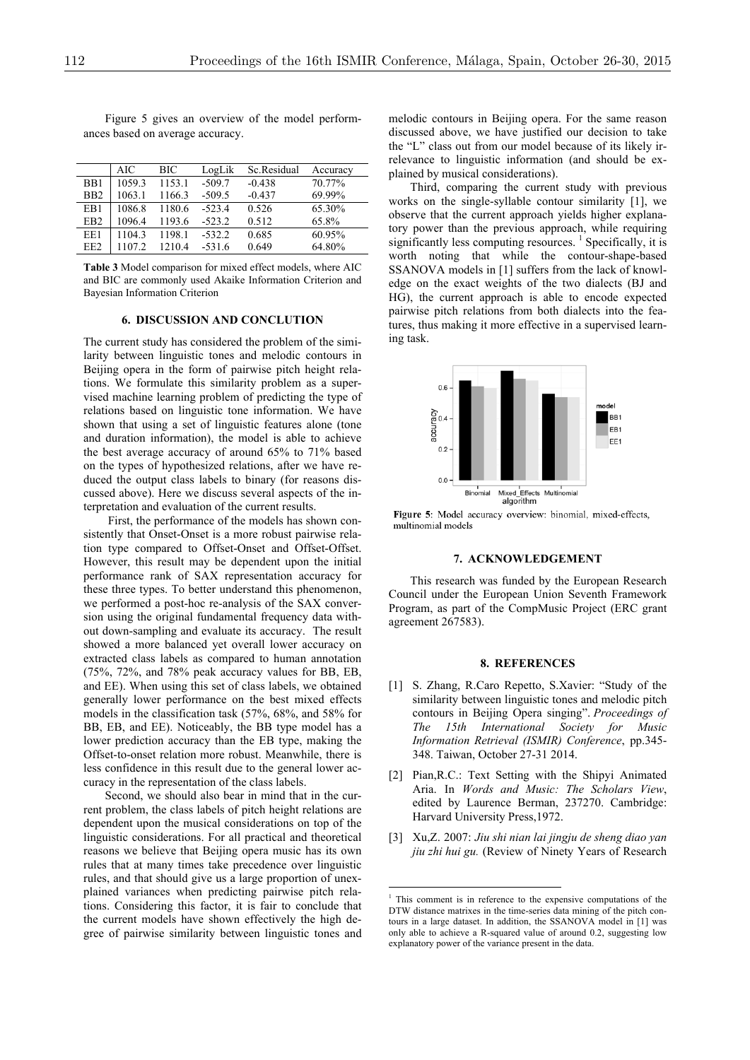Figure 5 gives an overview of the model performances based on average accuracy.

| | AIC | BIC | LogLik | Sc.Residual | Accuracy |
|---|---|---|---|---|---|
| BB1 | 1059.3 | 1153.1 | -509.7 | -0.438 | 70.77% |
| BB2 | 1063.1 | 1166.3 | -509.5 | -0.437 | 69.99% |
| EB1 | 1086.8 | 1180.6 | -523.4 | 0.526 | 65.30% |
| EB2 | 1096.4 | 1193.6 | -523.2 | 0.512 | 65.8% |
| EE1 | 1104.3 | 1198.1 | -532.2 | 0.685 | 60.95% |
| EE2 | 1107.2 | 1210.4 | -531.6 | 0.649 | 64.80% |

**Table 3** Model comparison for mixed effect models, where AIC and BIC are commonly used Akaike Information Criterion and Bayesian Information Criterion

## 6. DISCUSSION AND CONCLUTION

The current study has considered the problem of the similarity between linguistic tones and melodic contours in Beijing opera in the form of pairwise pitch height relations. We formulate this similarity problem as a supervised machine learning problem of predicting the type of relations based on linguistic tone information. We have shown that using a set of linguistic features alone (tone and duration information), the model is able to achieve the best average accuracy of around 65% to 71% based on the types of hypothesized relations, after we have reduced the output class labels to binary (for reasons discussed above). Here we discuss several aspects of the interpretation and evaluation of the current results.

First, the performance of the models has shown consistently that Onset-Onset is a more robust pairwise relation type compared to Offset-Onset and Offset-Offset. However, this result may be dependent upon the initial performance rank of SAX representation accuracy for these three types. To better understand this phenomenon, we performed a post-hoc re-analysis of the SAX conversion using the original fundamental frequency data without down-sampling and evaluate its accuracy. The result showed a more balanced yet overall lower accuracy on extracted class labels as compared to human annotation (75%, 72%, and 78% peak accuracy values for BB, EB, and EE). When using this set of class labels, we obtained generally lower performance on the best mixed effects models in the classification task (57%, 68%, and 58% for BB, EB, and EE). Noticeably, the BB type model has a lower prediction accuracy than the EB type, making the Offset-to-onset relation more robust. Meanwhile, there is less confidence in this result due to the general lower accuracy in the representation of the class labels.

Second, we should also bear in mind that in the current problem, the class labels of pitch height relations are dependent upon the musical considerations on top of the linguistic considerations. For all practical and theoretical reasons we believe that Beijing opera music has its own rules that at many times take precedence over linguistic rules, and that should give us a large proportion of unexplained variances when predicting pairwise pitch relations. Considering this factor, it is fair to conclude that the current models have shown effectively the high degree of pairwise similarity between linguistic tones and melodic contours in Beijing opera. For the same reason discussed above, we have justified our decision to take the "L" class out from our model because of its likely irrelevance to linguistic information (and should be explained by musical considerations).

Third, comparing the current study with previous works on the single-syllable contour similarity [1], we observe that the current approach yields higher explanatory power than the previous approach, while requiring significantly less computing resources. [1] Specifically, it is worth noting that while the contour-shape-based SSANOVA models in [1] suffers from the lack of knowledge on the exact weights of the two dialects (BJ and HG), the current approach is able to encode expected pairwise pitch relations from both dialects into the features, thus making it more effective in a supervised learning task.

**Figure 5**: Model accuracy overview: binomial, mixed-effects, multinomial models

## 7. ACKNOWLEDGEMENT

This research was funded by the European Research Council under the European Union Seventh Framework Program, as part of the CompMusic Project (ERC grant agreement 267583).

## 8. REFERENCES

[1] S. Zhang, R.Caro Repetto, S.Xavier: "Study of the similarity between linguistic tones and melodic pitch contours in Beijing Opera singing". *Proceedings of The 15th International Society for Music Information Retrieval (ISMIR) Conference*, pp.345-348. Taiwan, October 27-31 2014.

[2] Pian,R.C.: Text Setting with the Shipyi Animated Aria. In *Words and Music: The Scholars View*, edited by Laurence Berman, 237270. Cambridge: Harvard University Press,1972.

[3] Xu,Z. 2007: *Jiu shi nian lai jingju de sheng diao yan jiu zhi hui gu.* (Review of Ninety Years of Research

---

[1] This comment is in reference to the expensive computations of the DTW distance matrixes in the time-series data mining of the pitch contours in a large dataset. In addition, the SSANOVA model in [1] was only able to achieve a R-squared value of around 0.2, suggesting low explanatory power of the variance present in the data.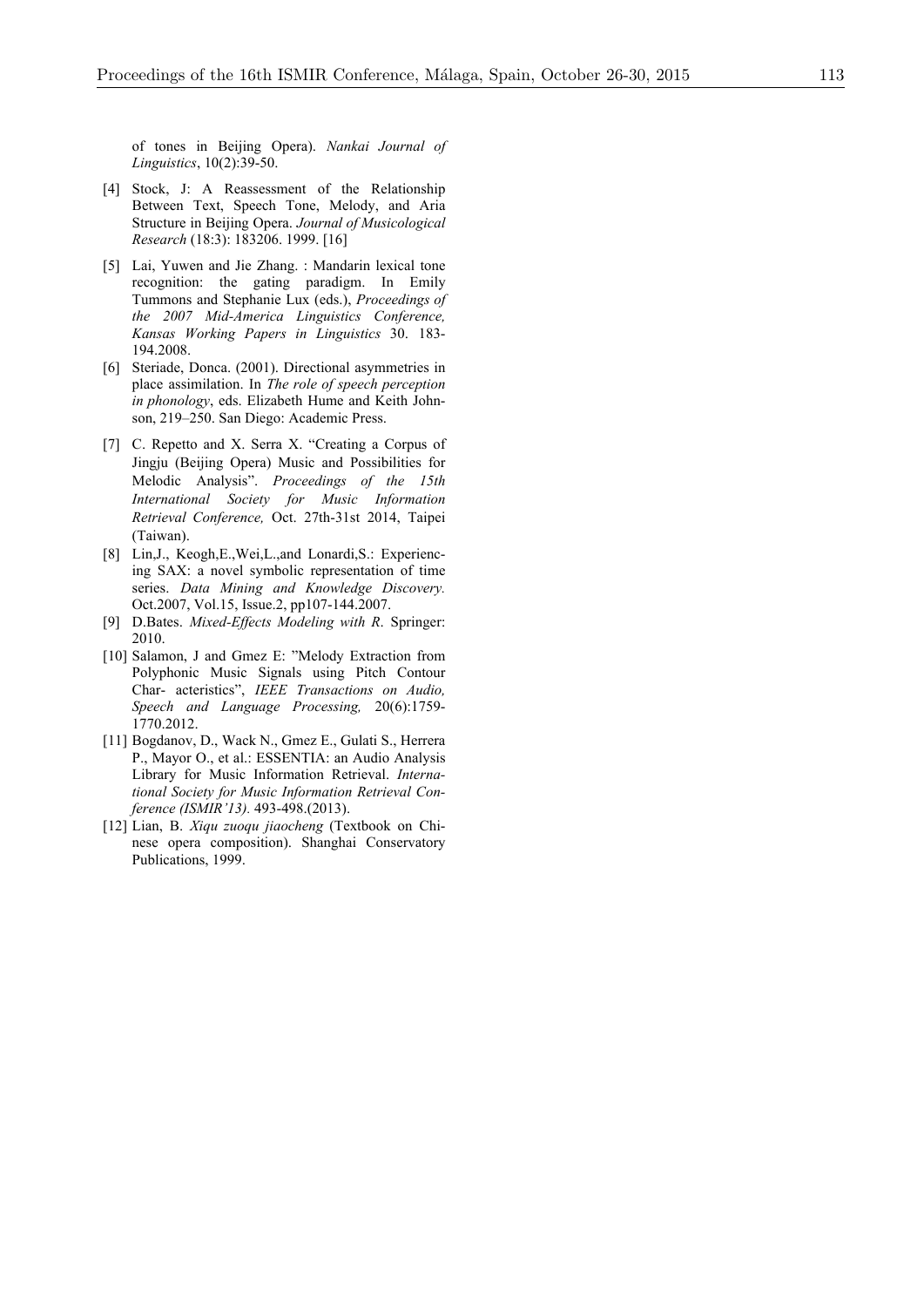of tones in Beijing Opera). *Nankai Journal of Linguistics*, 10(2):39-50.

[4] Stock, J: A Reassessment of the Relationship Between Text, Speech Tone, Melody, and Aria Structure in Beijing Opera. *Journal of Musicological Research* (18:3): 183206. 1999. [16]

[5] Lai, Yuwen and Jie Zhang. : Mandarin lexical tone recognition: the gating paradigm. In Emily Tummons and Stephanie Lux (eds.), *Proceedings of the 2007 Mid-America Linguistics Conference, Kansas Working Papers in Linguistics* 30. 183-194.2008.

[6] Steriade, Donca. (2001). Directional asymmetries in place assimilation. In *The role of speech perception in phonology*, eds. Elizabeth Hume and Keith Johnson, 219–250. San Diego: Academic Press.

[7] C. Repetto and X. Serra X. "Creating a Corpus of Jingju (Beijing Opera) Music and Possibilities for Melodic Analysis". *Proceedings of the 15th International Society for Music Information Retrieval Conference,* Oct. 27th-31st 2014, Taipei (Taiwan).

[8] Lin,J., Keogh,E.,Wei,L.,and Lonardi,S.: Experiencing SAX: a novel symbolic representation of time series. *Data Mining and Knowledge Discovery.* Oct.2007, Vol.15, Issue.2, pp107-144.2007.

[9] D.Bates. *Mixed-Effects Modeling with R*. Springer: 2010.

[10] Salamon, J and Gmez E: "Melody Extraction from Polyphonic Music Signals using Pitch Contour Char- acteristics", *IEEE Transactions on Audio, Speech and Language Processing,* 20(6):1759-1770.2012.

[11] Bogdanov, D., Wack N., Gmez E., Gulati S., Herrera P., Mayor O., et al.: ESSENTIA: an Audio Analysis Library for Music Information Retrieval. *International Society for Music Information Retrieval Conference (ISMIR'13).* 493-498.(2013).

[12] Lian, B. *Xiqu zuoqu jiaocheng* (Textbook on Chinese opera composition). Shanghai Conservatory Publications, 1999.